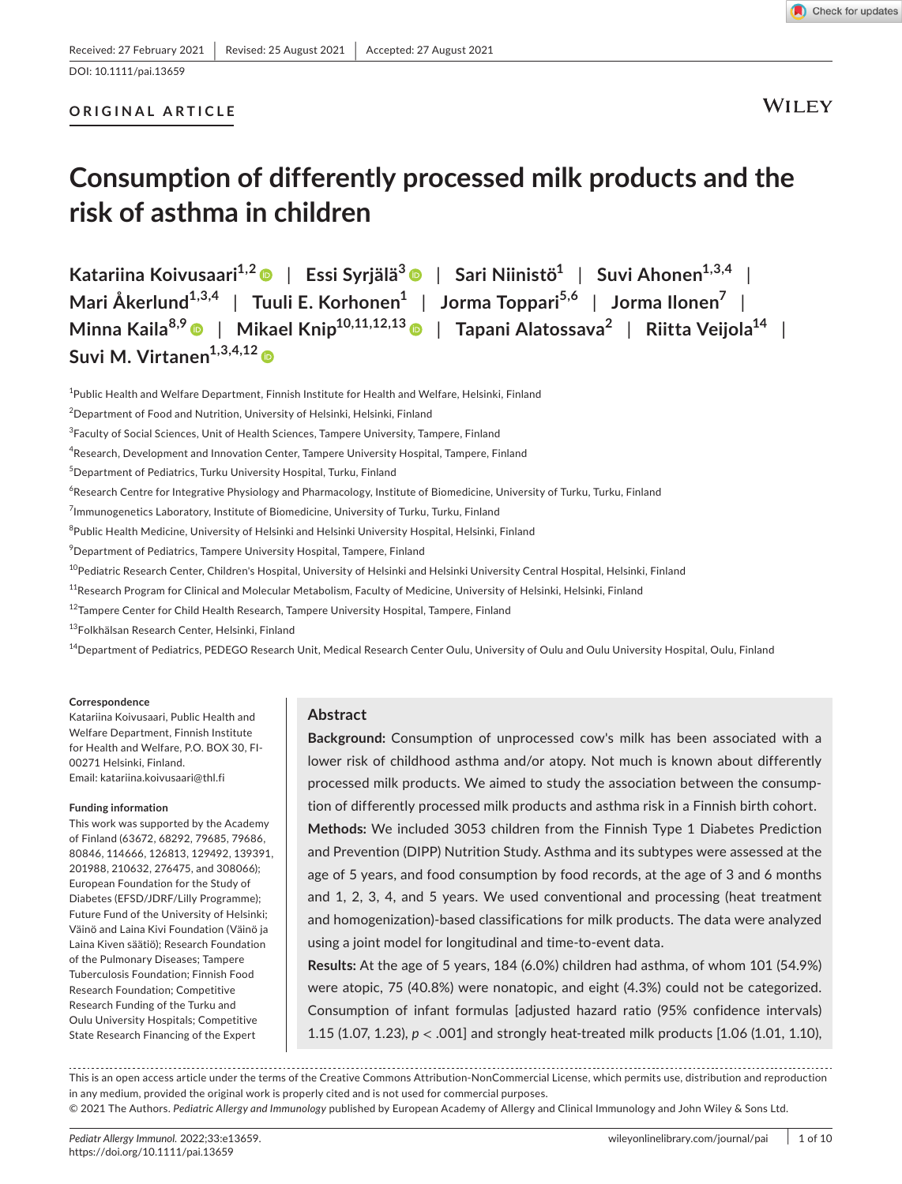Received: 27 February 2021 | Revised: 25 August 2021 | Accepted: 27 August 2021

DOI: 10.1111/pai.13659

**ORIGINAL ARTICLE**

# Consumption of differently processed milk products and the risk of asthma in children

**Katariina Koivusaari[1,2] | Essi Syrjälä[3] | Sari Niinistö[1] | Suvi Ahonen[1,3,4] | Mari Åkerlund[1,3,4] | Tuuli E. Korhonen[1] | Jorma Toppari[5,6] | Jorma Ilonen[7] | Minna Kaila[8,9] | Mikael Knip[10,11,12,13] | Tapani Alatossava[2] | Riitta Veijola[14] | Suvi M. Virtanen[1,3,4,12]**

[1]Public Health and Welfare Department, Finnish Institute for Health and Welfare, Helsinki, Finland

[2]Department of Food and Nutrition, University of Helsinki, Helsinki, Finland

[3]Faculty of Social Sciences, Unit of Health Sciences, Tampere University, Tampere, Finland

[4]Research, Development and Innovation Center, Tampere University Hospital, Tampere, Finland

[5]Department of Pediatrics, Turku University Hospital, Turku, Finland

[6]Research Centre for Integrative Physiology and Pharmacology, Institute of Biomedicine, University of Turku, Turku, Finland

[7]Immunogenetics Laboratory, Institute of Biomedicine, University of Turku, Turku, Finland

[8]Public Health Medicine, University of Helsinki and Helsinki University Hospital, Helsinki, Finland

[9]Department of Pediatrics, Tampere University Hospital, Tampere, Finland

[10]Pediatric Research Center, Children's Hospital, University of Helsinki and Helsinki University Central Hospital, Helsinki, Finland

[11]Research Program for Clinical and Molecular Metabolism, Faculty of Medicine, University of Helsinki, Helsinki, Finland

[12]Tampere Center for Child Health Research, Tampere University Hospital, Tampere, Finland

[13]Folkhälsan Research Center, Helsinki, Finland

[14]Department of Pediatrics, PEDEGO Research Unit, Medical Research Center Oulu, University of Oulu and Oulu University Hospital, Oulu, Finland

**Correspondence**

Katariina Koivusaari, Public Health and Welfare Department, Finnish Institute for Health and Welfare, P.O. BOX 30, FI-00271 Helsinki, Finland.
Email: katariina.koivusaari@thl.fi

**Funding information**

This work was supported by the Academy of Finland (63672, 68292, 79685, 79686, 80846, 114666, 126813, 129492, 139391, 201988, 210632, 276475, and 308066); European Foundation for the Study of Diabetes (EFSD/JDRF/Lilly Programme); Future Fund of the University of Helsinki; Väinö and Laina Kivi Foundation (Väinö ja Laina Kiven säätiö); Research Foundation of the Pulmonary Diseases; Tampere Tuberculosis Foundation; Finnish Food Research Foundation; Competitive Research Funding of the Turku and Oulu University Hospitals; Competitive State Research Financing of the Expert

## Abstract

**Background:** Consumption of unprocessed cow's milk has been associated with a lower risk of childhood asthma and/or atopy. Not much is known about differently processed milk products. We aimed to study the association between the consumption of differently processed milk products and asthma risk in a Finnish birth cohort.

**Methods:** We included 3053 children from the Finnish Type 1 Diabetes Prediction and Prevention (DIPP) Nutrition Study. Asthma and its subtypes were assessed at the age of 5 years, and food consumption by food records, at the age of 3 and 6 months and 1, 2, 3, 4, and 5 years. We used conventional and processing (heat treatment and homogenization)-based classifications for milk products. The data were analyzed using a joint model for longitudinal and time-to-event data.

**Results:** At the age of 5 years, 184 (6.0%) children had asthma, of whom 101 (54.9%) were atopic, 75 (40.8%) were nonatopic, and eight (4.3%) could not be categorized. Consumption of infant formulas [adjusted hazard ratio (95% confidence intervals) 1.15 (1.07, 1.23), $p < .001$] and strongly heat-treated milk products [1.06 (1.01, 1.10),

This is an open access article under the terms of the Creative Commons Attribution-NonCommercial License, which permits use, distribution and reproduction in any medium, provided the original work is properly cited and is not used for commercial purposes.
© 2021 The Authors. *Pediatric Allergy and Immunology* published by European Academy of Allergy and Clinical Immunology and John Wiley & Sons Ltd.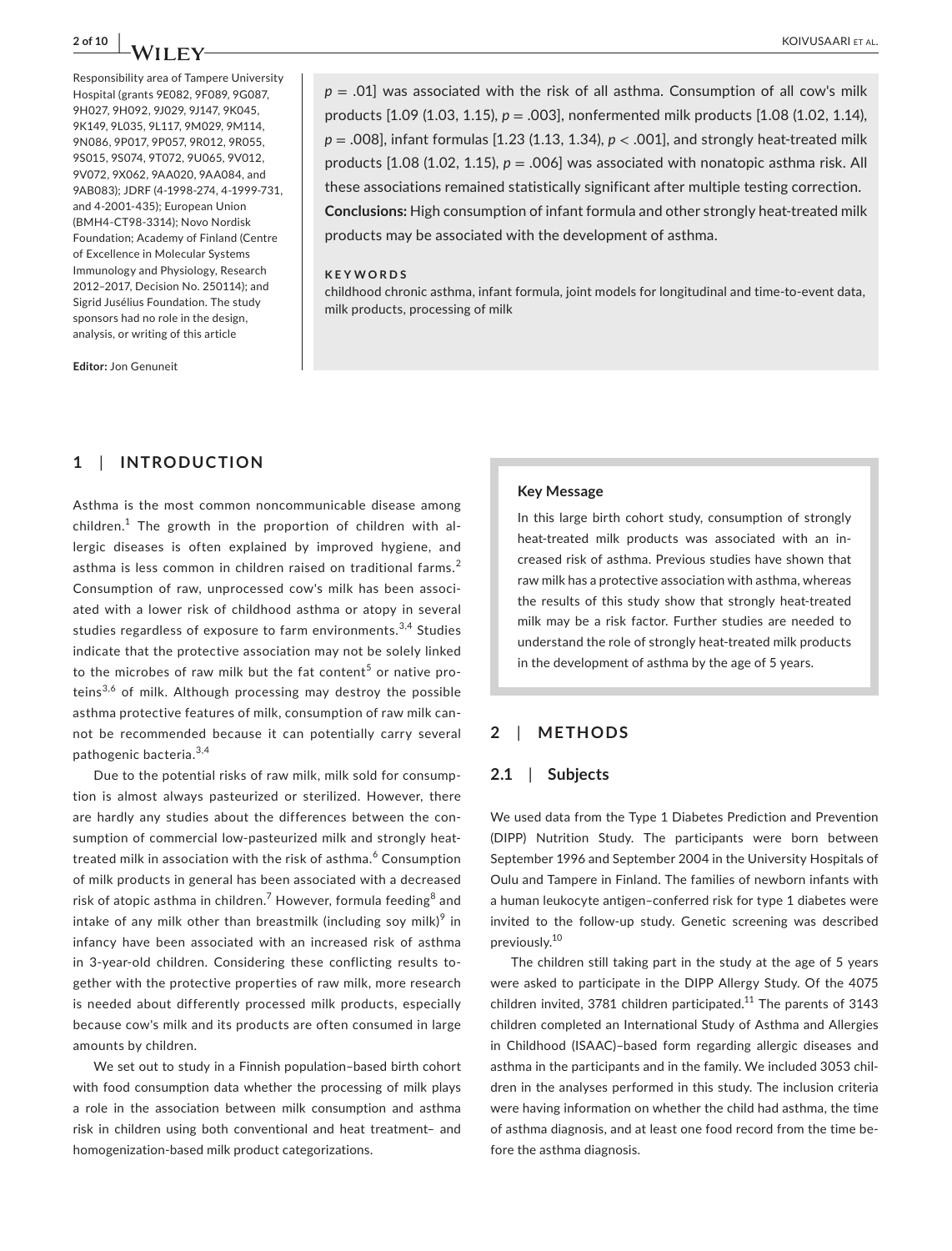Responsibility area of Tampere University Hospital (grants 9E082, 9F089, 9G087, 9H027, 9H092, 9J029, 9J147, 9K045, 9K149, 9L035, 9L117, 9M029, 9M114, 9N086, 9P017, 9P057, 9R012, 9R055, 9S015, 9S074, 9T072, 9U065, 9V012, 9V072, 9X062, 9AA020, 9AA084, and 9AB083); JDRF (4-1998-274, 4-1999-731, and 4-2001-435); European Union (BMH4-CT98-3314); Novo Nordisk Foundation; Academy of Finland (Centre of Excellence in Molecular Systems Immunology and Physiology, Research 2012–2017, Decision No. 250114); and Sigrid Jusélius Foundation. The study sponsors had no role in the design, analysis, or writing of this article

**Editor:** Jon Genuneit

$p = .01$] was associated with the risk of all asthma. Consumption of all cow's milk products [1.09 (1.03, 1.15), $p = .003$], nonfermented milk products [1.08 (1.02, 1.14), $p = .008$], infant formulas [1.23 (1.13, 1.34), $p < .001$], and strongly heat-treated milk products [1.08 (1.02, 1.15), $p = .006$] was associated with nonatopic asthma risk. All these associations remained statistically significant after multiple testing correction.

**Conclusions:** High consumption of infant formula and other strongly heat-treated milk products may be associated with the development of asthma.

**KEYWORDS**

childhood chronic asthma, infant formula, joint models for longitudinal and time-to-event data, milk products, processing of milk

## 1 | INTRODUCTION

Asthma is the most common noncommunicable disease among children.[1] The growth in the proportion of children with allergic diseases is often explained by improved hygiene, and asthma is less common in children raised on traditional farms.[2] Consumption of raw, unprocessed cow's milk has been associated with a lower risk of childhood asthma or atopy in several studies regardless of exposure to farm environments.[3,4] Studies indicate that the protective association may not be solely linked to the microbes of raw milk but the fat content[5] or native proteins[3,6] of milk. Although processing may destroy the possible asthma protective features of milk, consumption of raw milk cannot be recommended because it can potentially carry several pathogenic bacteria.[3,4]

Due to the potential risks of raw milk, milk sold for consumption is almost always pasteurized or sterilized. However, there are hardly any studies about the differences between the consumption of commercial low-pasteurized milk and strongly heat-treated milk in association with the risk of asthma.[6] Consumption of milk products in general has been associated with a decreased risk of atopic asthma in children.[7] However, formula feeding[8] and intake of any milk other than breastmilk (including soy milk)[9] in infancy have been associated with an increased risk of asthma in 3-year-old children. Considering these conflicting results together with the protective properties of raw milk, more research is needed about differently processed milk products, especially because cow's milk and its products are often consumed in large amounts by children.

We set out to study in a Finnish population–based birth cohort with food consumption data whether the processing of milk plays a role in the association between milk consumption and asthma risk in children using both conventional and heat treatment– and homogenization-based milk product categorizations.

**Key Message**

In this large birth cohort study, consumption of strongly heat-treated milk products was associated with an increased risk of asthma. Previous studies have shown that raw milk has a protective association with asthma, whereas the results of this study show that strongly heat-treated milk may be a risk factor. Further studies are needed to understand the role of strongly heat-treated milk products in the development of asthma by the age of 5 years.

## 2 | METHODS

### 2.1 | Subjects

We used data from the Type 1 Diabetes Prediction and Prevention (DIPP) Nutrition Study. The participants were born between September 1996 and September 2004 in the University Hospitals of Oulu and Tampere in Finland. The families of newborn infants with a human leukocyte antigen–conferred risk for type 1 diabetes were invited to the follow-up study. Genetic screening was described previously.[10]

The children still taking part in the study at the age of 5 years were asked to participate in the DIPP Allergy Study. Of the 4075 children invited, 3781 children participated.[11] The parents of 3143 children completed an International Study of Asthma and Allergies in Childhood (ISAAC)–based form regarding allergic diseases and asthma in the participants and in the family. We included 3053 children in the analyses performed in this study. The inclusion criteria were having information on whether the child had asthma, the time of asthma diagnosis, and at least one food record from the time before the asthma diagnosis.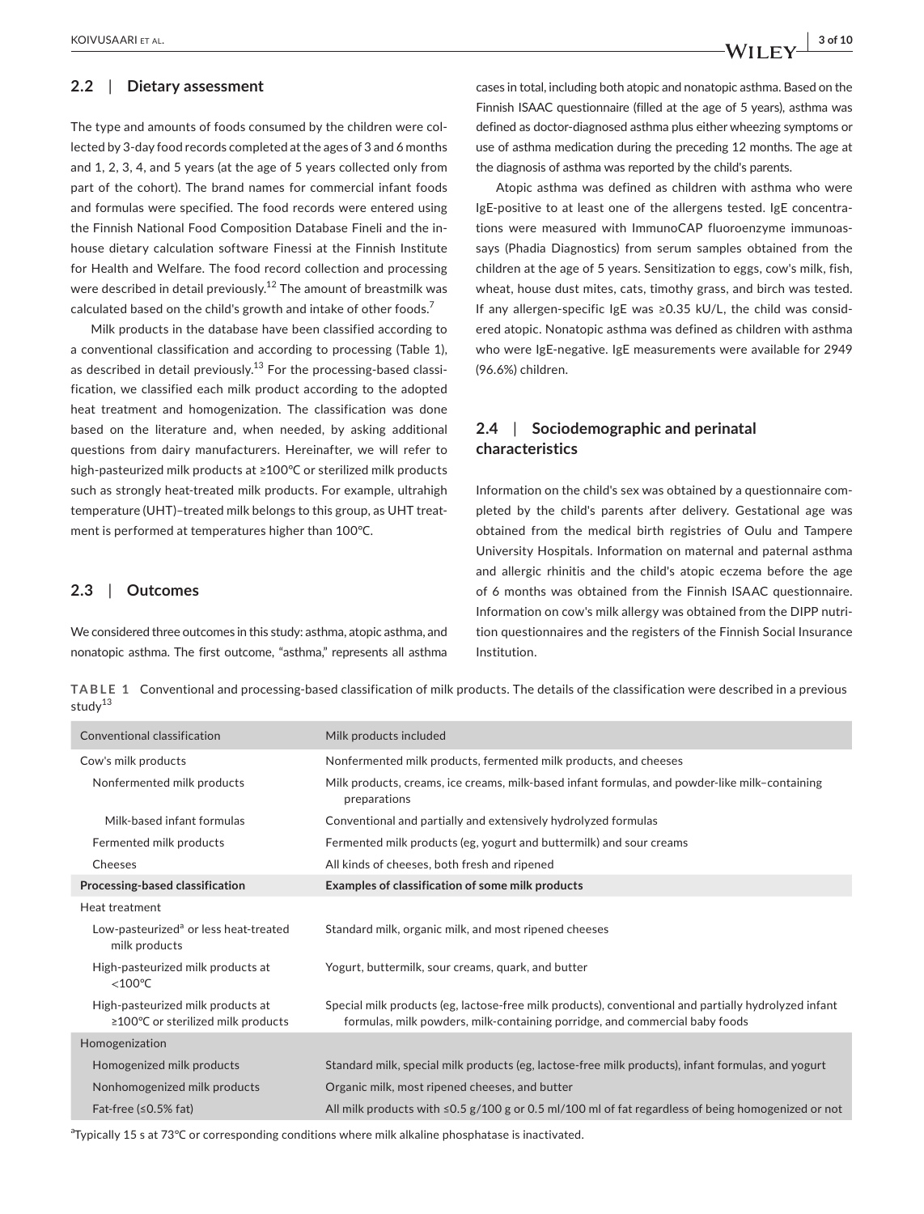## 2.2 | Dietary assessment

The type and amounts of foods consumed by the children were collected by 3-day food records completed at the ages of 3 and 6 months and 1, 2, 3, 4, and 5 years (at the age of 5 years collected only from part of the cohort). The brand names for commercial infant foods and formulas were specified. The food records were entered using the Finnish National Food Composition Database Fineli and the in-house dietary calculation software Finessi at the Finnish Institute for Health and Welfare. The food record collection and processing were described in detail previously.[12] The amount of breastmilk was calculated based on the child's growth and intake of other foods.[7]

Milk products in the database have been classified according to a conventional classification and according to processing (Table 1), as described in detail previously.[13] For the processing-based classification, we classified each milk product according to the adopted heat treatment and homogenization. The classification was done based on the literature and, when needed, by asking additional questions from dairy manufacturers. Hereinafter, we will refer to high-pasteurized milk products at ≥100°C or sterilized milk products such as strongly heat-treated milk products. For example, ultrahigh temperature (UHT)–treated milk belongs to this group, as UHT treatment is performed at temperatures higher than 100°C.

## 2.3 | Outcomes

We considered three outcomes in this study: asthma, atopic asthma, and nonatopic asthma. The first outcome, "asthma," represents all asthma cases in total, including both atopic and nonatopic asthma. Based on the Finnish ISAAC questionnaire (filled at the age of 5 years), asthma was defined as doctor-diagnosed asthma plus either wheezing symptoms or use of asthma medication during the preceding 12 months. The age at the diagnosis of asthma was reported by the child's parents.

Atopic asthma was defined as children with asthma who were IgE-positive to at least one of the allergens tested. IgE concentrations were measured with ImmunoCAP fluoroenzyme immunoassays (Phadia Diagnostics) from serum samples obtained from the children at the age of 5 years. Sensitization to eggs, cow's milk, fish, wheat, house dust mites, cats, timothy grass, and birch was tested. If any allergen-specific IgE was ≥0.35 kU/L, the child was considered atopic. Nonatopic asthma was defined as children with asthma who were IgE-negative. IgE measurements were available for 2949 (96.6%) children.

## 2.4 | Sociodemographic and perinatal characteristics

Information on the child's sex was obtained by a questionnaire completed by the child's parents after delivery. Gestational age was obtained from the medical birth registries of Oulu and Tampere University Hospitals. Information on maternal and paternal asthma and allergic rhinitis and the child's atopic eczema before the age of 6 months was obtained from the Finnish ISAAC questionnaire. Information on cow's milk allergy was obtained from the DIPP nutrition questionnaires and the registers of the Finnish Social Insurance Institution.

**TABLE 1** Conventional and processing-based classification of milk products. The details of the classification were described in a previous study[13]

| Conventional classification | Milk products included |
|---|---|
| Cow's milk products | Nonfermented milk products, fermented milk products, and cheeses |
| Nonfermented milk products | Milk products, creams, ice creams, milk-based infant formulas, and powder-like milk–containing preparations |
| Milk-based infant formulas | Conventional and partially and extensively hydrolyzed formulas |
| Fermented milk products | Fermented milk products (eg, yogurt and buttermilk) and sour creams |
| Cheeses | All kinds of cheeses, both fresh and ripened |
| **Processing-based classification** | **Examples of classification of some milk products** |
| Heat treatment | |
| Low-pasteurized[a] or less heat-treated milk products | Standard milk, organic milk, and most ripened cheeses |
| High-pasteurized milk products at <100°C | Yogurt, buttermilk, sour creams, quark, and butter |
| High-pasteurized milk products at ≥100°C or sterilized milk products | Special milk products (eg, lactose-free milk products), conventional and partially hydrolyzed infant formulas, milk powders, milk-containing porridge, and commercial baby foods |
| Homogenization | |
| Homogenized milk products | Standard milk, special milk products (eg, lactose-free milk products), infant formulas, and yogurt |
| Nonhomogenized milk products | Organic milk, most ripened cheeses, and butter |
| Fat-free (≤0.5% fat) | All milk products with ≤0.5 g/100 g or 0.5 ml/100 ml of fat regardless of being homogenized or not |

[a]Typically 15 s at 73°C or corresponding conditions where milk alkaline phosphatase is inactivated.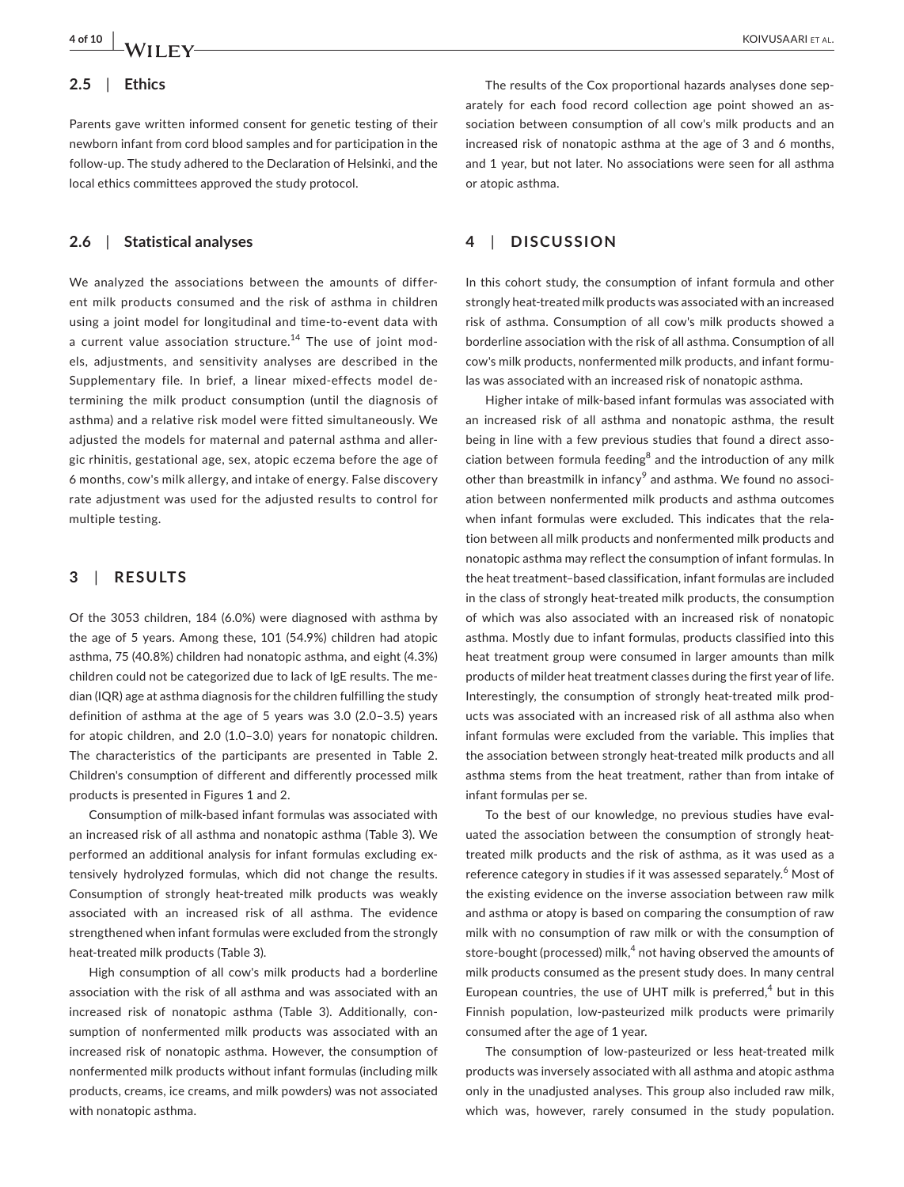### 2.5 | Ethics

Parents gave written informed consent for genetic testing of their newborn infant from cord blood samples and for participation in the follow-up. The study adhered to the Declaration of Helsinki, and the local ethics committees approved the study protocol.

### 2.6 | Statistical analyses

We analyzed the associations between the amounts of different milk products consumed and the risk of asthma in children using a joint model for longitudinal and time-to-event data with a current value association structure.[14] The use of joint models, adjustments, and sensitivity analyses are described in the Supplementary file. In brief, a linear mixed-effects model determining the milk product consumption (until the diagnosis of asthma) and a relative risk model were fitted simultaneously. We adjusted the models for maternal and paternal asthma and allergic rhinitis, gestational age, sex, atopic eczema before the age of 6 months, cow's milk allergy, and intake of energy. False discovery rate adjustment was used for the adjusted results to control for multiple testing.

## 3 | RESULTS

Of the 3053 children, 184 (6.0%) were diagnosed with asthma by the age of 5 years. Among these, 101 (54.9%) children had atopic asthma, 75 (40.8%) children had nonatopic asthma, and eight (4.3%) children could not be categorized due to lack of IgE results. The median (IQR) age at asthma diagnosis for the children fulfilling the study definition of asthma at the age of 5 years was 3.0 (2.0–3.5) years for atopic children, and 2.0 (1.0–3.0) years for nonatopic children. The characteristics of the participants are presented in Table 2. Children's consumption of different and differently processed milk products is presented in Figures 1 and 2.

Consumption of milk-based infant formulas was associated with an increased risk of all asthma and nonatopic asthma (Table 3). We performed an additional analysis for infant formulas excluding extensively hydrolyzed formulas, which did not change the results. Consumption of strongly heat-treated milk products was weakly associated with an increased risk of all asthma. The evidence strengthened when infant formulas were excluded from the strongly heat-treated milk products (Table 3).

High consumption of all cow's milk products had a borderline association with the risk of all asthma and was associated with an increased risk of nonatopic asthma (Table 3). Additionally, consumption of nonfermented milk products was associated with an increased risk of nonatopic asthma. However, the consumption of nonfermented milk products without infant formulas (including milk products, creams, ice creams, and milk powders) was not associated with nonatopic asthma.

The results of the Cox proportional hazards analyses done separately for each food record collection age point showed an association between consumption of all cow's milk products and an increased risk of nonatopic asthma at the age of 3 and 6 months, and 1 year, but not later. No associations were seen for all asthma or atopic asthma.

## 4 | DISCUSSION

In this cohort study, the consumption of infant formula and other strongly heat-treated milk products was associated with an increased risk of asthma. Consumption of all cow's milk products showed a borderline association with the risk of all asthma. Consumption of all cow's milk products, nonfermented milk products, and infant formulas was associated with an increased risk of nonatopic asthma.

Higher intake of milk-based infant formulas was associated with an increased risk of all asthma and nonatopic asthma, the result being in line with a few previous studies that found a direct association between formula feeding[8] and the introduction of any milk other than breastmilk in infancy[9] and asthma. We found no association between nonfermented milk products and asthma outcomes when infant formulas were excluded. This indicates that the relation between all milk products and nonfermented milk products and nonatopic asthma may reflect the consumption of infant formulas. In the heat treatment–based classification, infant formulas are included in the class of strongly heat-treated milk products, the consumption of which was also associated with an increased risk of nonatopic asthma. Mostly due to infant formulas, products classified into this heat treatment group were consumed in larger amounts than milk products of milder heat treatment classes during the first year of life. Interestingly, the consumption of strongly heat-treated milk products was associated with an increased risk of all asthma also when infant formulas were excluded from the variable. This implies that the association between strongly heat-treated milk products and all asthma stems from the heat treatment, rather than from intake of infant formulas per se.

To the best of our knowledge, no previous studies have evaluated the association between the consumption of strongly heat-treated milk products and the risk of asthma, as it was used as a reference category in studies if it was assessed separately.[6] Most of the existing evidence on the inverse association between raw milk and asthma or atopy is based on comparing the consumption of raw milk with no consumption of raw milk or with the consumption of store-bought (processed) milk,[4] not having observed the amounts of milk products consumed as the present study does. In many central European countries, the use of UHT milk is preferred,[4] but in this Finnish population, low-pasteurized milk products were primarily consumed after the age of 1 year.

The consumption of low-pasteurized or less heat-treated milk products was inversely associated with all asthma and atopic asthma only in the unadjusted analyses. This group also included raw milk, which was, however, rarely consumed in the study population.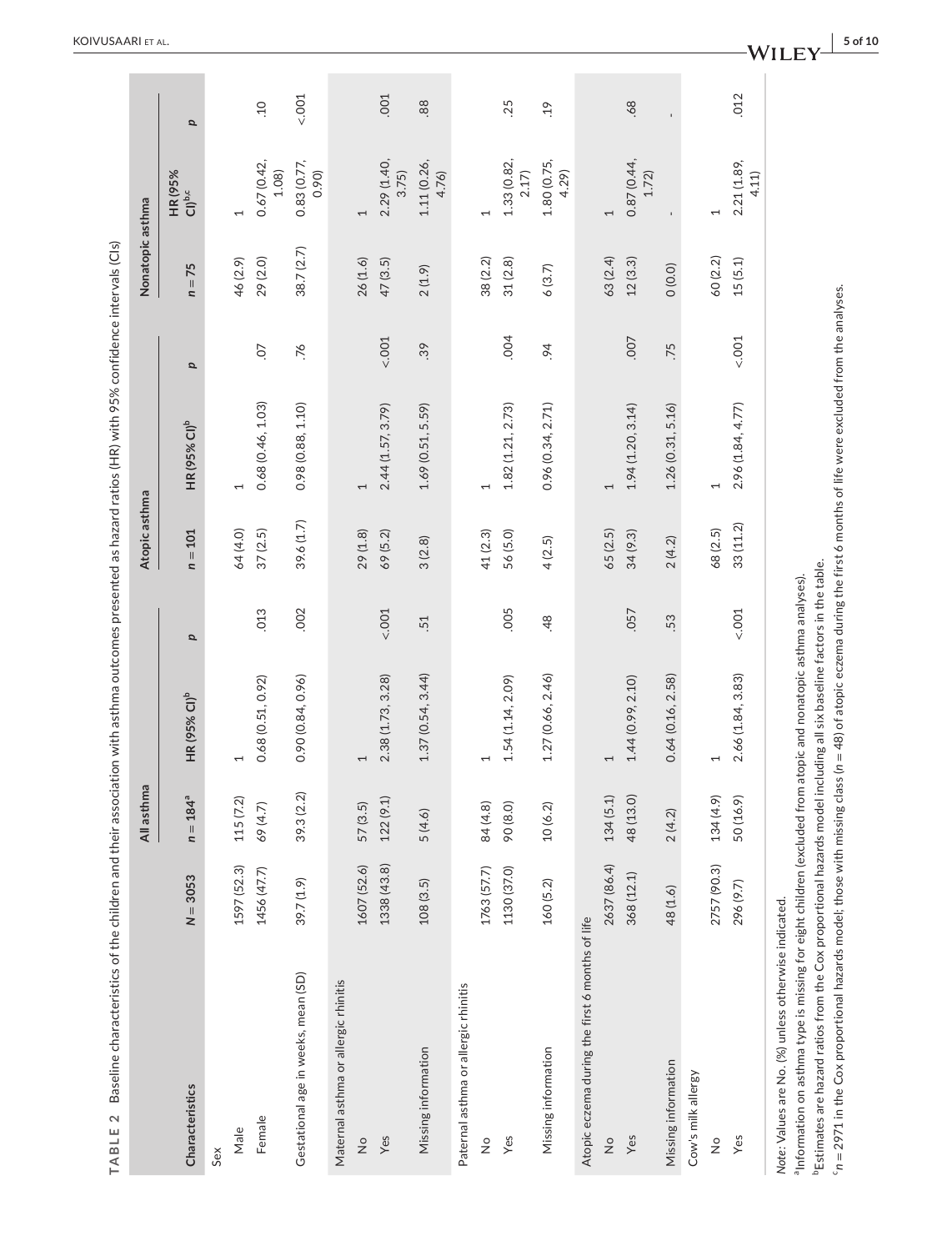**TABLE 2** Baseline characteristics of the children and their association with asthma outcomes presented as hazard ratios (HR) with 95% confidence intervals (CIs)

| Characteristics | | All asthma | | | Atopic asthma | | | Nonatopic asthma | | |
|---|---|---|---|---|---|---|---|---|---|---|
| | $N = 3053$ | $n = 184$[a] | HR (95% CI)[b] | $p$ | $n = 101$ | HR (95% CI)[b] | $p$ | $n = 75$ | HR (95% CI)[b,c] | $p$ |
| Sex | | | | | | | | | | |
| Male | 1597 (52.3) | 115 (7.2) | 1 | | 64 (4.0) | 1 | | 46 (2.9) | 1 | |
| Female | 1456 (47.7) | 69 (4.7) | 0.68 (0.51, 0.92) | .013 | 37 (2.5) | 0.68 (0.46, 1.03) | .07 | 29 (2.0) | 0.67 (0.42, 1.08) | .10 |
| Gestational age in weeks, mean (SD) | 39.7 (1.9) | 39.3 (2.2) | 0.90 (0.84, 0.96) | .002 | 39.6 (1.7) | 0.98 (0.88, 1.10) | .76 | 38.7 (2.7) | 0.83 (0.77, 0.90) | <.001 |
| Maternal asthma or allergic rhinitis | | | | | | | | | | |
| No | 1607 (52.6) | 57 (3.5) | 1 | | 29 (1.8) | 1 | | 26 (1.6) | 1 | |
| Yes | 1338 (43.8) | 122 (9.1) | 2.38 (1.73, 3.28) | <.001 | 69 (5.2) | 2.44 (1.57, 3.79) | <.001 | 47 (3.5) | 2.29 (1.40, 3.75) | .001 |
| Missing information | 108 (3.5) | 5 (4.6) | 1.37 (0.54, 3.44) | .51 | 3 (2.8) | 1.69 (0.51, 5.59) | .39 | 2 (1.9) | 1.11 (0.26, 4.76) | .88 |
| Paternal asthma or allergic rhinitis | | | | | | | | | | |
| No | 1763 (57.7) | 84 (4.8) | 1 | | 41 (2.3) | 1 | | 38 (2.2) | 1 | |
| Yes | 1130 (37.0) | 90 (8.0) | 1.54 (1.14, 2.09) | .005 | 56 (5.0) | 1.82 (1.21, 2.73) | .004 | 31 (2.8) | 1.33 (0.82, 2.17) | .25 |
| Missing information | 160 (5.2) | 10 (6.2) | 1.27 (0.66, 2.46) | .48 | 4 (2.5) | 0.96 (0.34, 2.71) | .94 | 6 (3.7) | 1.80 (0.75, 4.29) | .19 |
| Atopic eczema during the first 6 months of life | | | | | | | | | | |
| No | 2637 (86.4) | 134 (5.1) | 1 | | 65 (2.5) | 1 | | 63 (2.4) | 1 | |
| Yes | 368 (12.1) | 48 (13.0) | 1.44 (0.99, 2.10) | .057 | 34 (9.3) | 1.94 (1.20, 3.14) | .007 | 12 (3.3) | 0.87 (0.44, 1.72) | .68 |
| Missing information | 48 (1.6) | 2 (4.2) | 0.64 (0.16, 2.58) | .53 | 2 (4.2) | 1.26 (0.31, 5.16) | .75 | 0 (0.0) | - | - |
| Cow's milk allergy | | | | | | | | | | |
| No | 2757 (90.3) | 134 (4.9) | 1 | | 68 (2.5) | 1 | | 60 (2.2) | 1 | |
| Yes | 296 (9.7) | 50 (16.9) | 2.66 (1.84, 3.83) | <.001 | 33 (11.2) | 2.96 (1.84, 4.77) | <.001 | 15 (5.1) | 2.21 (1.89, 4.11) | .012 |

*Note*: Values are No. (%) unless otherwise indicated.

[a]Information on asthma type is missing for eight children (excluded from atopic and nonatopic asthma analyses).

[b]Estimates are hazard ratios from the Cox proportional hazards model including all six baseline factors in the table.

[c]$n = 2971$ in the Cox proportional hazards model; those with missing class ($n = 48$) of atopic eczema during the first 6 months of life were excluded from the analyses.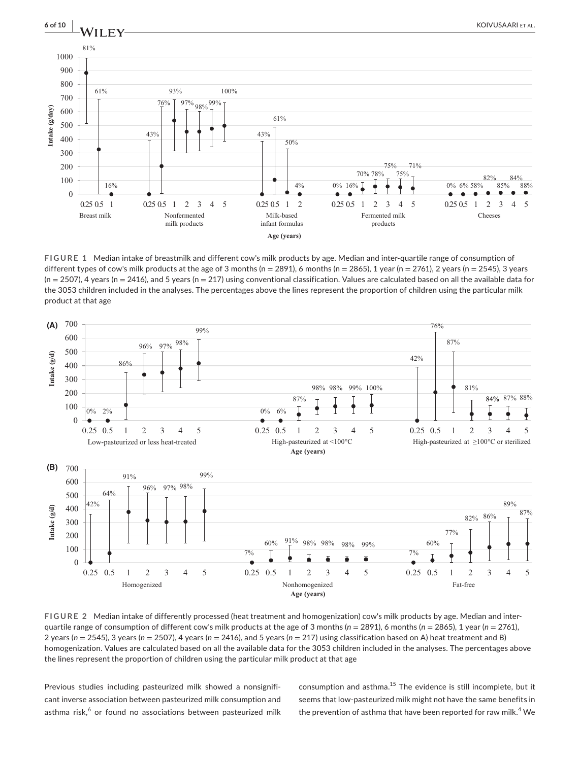**FIGURE 1** Median intake of breastmilk and different cow's milk products by age. Median and inter-quartile range of consumption of different types of cow's milk products at the age of 3 months (n = 2891), 6 months (n = 2865), 1 year (n = 2761), 2 years (n = 2545), 3 years (n = 2507), 4 years (n = 2416), and 5 years (n = 217) using conventional classification. Values are calculated based on all the available data for the 3053 children included in the analyses. The percentages above the lines represent the proportion of children using the particular milk product at that age

**FIGURE 2** Median intake of differently processed (heat treatment and homogenization) cow's milk products by age. Median and inter-quartile range of consumption of different cow's milk products at the age of 3 months (*n* = 2891), 6 months (*n* = 2865), 1 year (*n* = 2761), 2 years (*n* = 2545), 3 years (*n* = 2507), 4 years (*n* = 2416), and 5 years (*n* = 217) using classification based on A) heat treatment and B) homogenization. Values are calculated based on all the available data for the 3053 children included in the analyses. The percentages above the lines represent the proportion of children using the particular milk product at that age

Previous studies including pasteurized milk showed a nonsignificant inverse association between pasteurized milk consumption and asthma risk,[6] or found no associations between pasteurized milk consumption and asthma.[15] The evidence is still incomplete, but it seems that low-pasteurized milk might not have the same benefits in the prevention of asthma that have been reported for raw milk.[4] We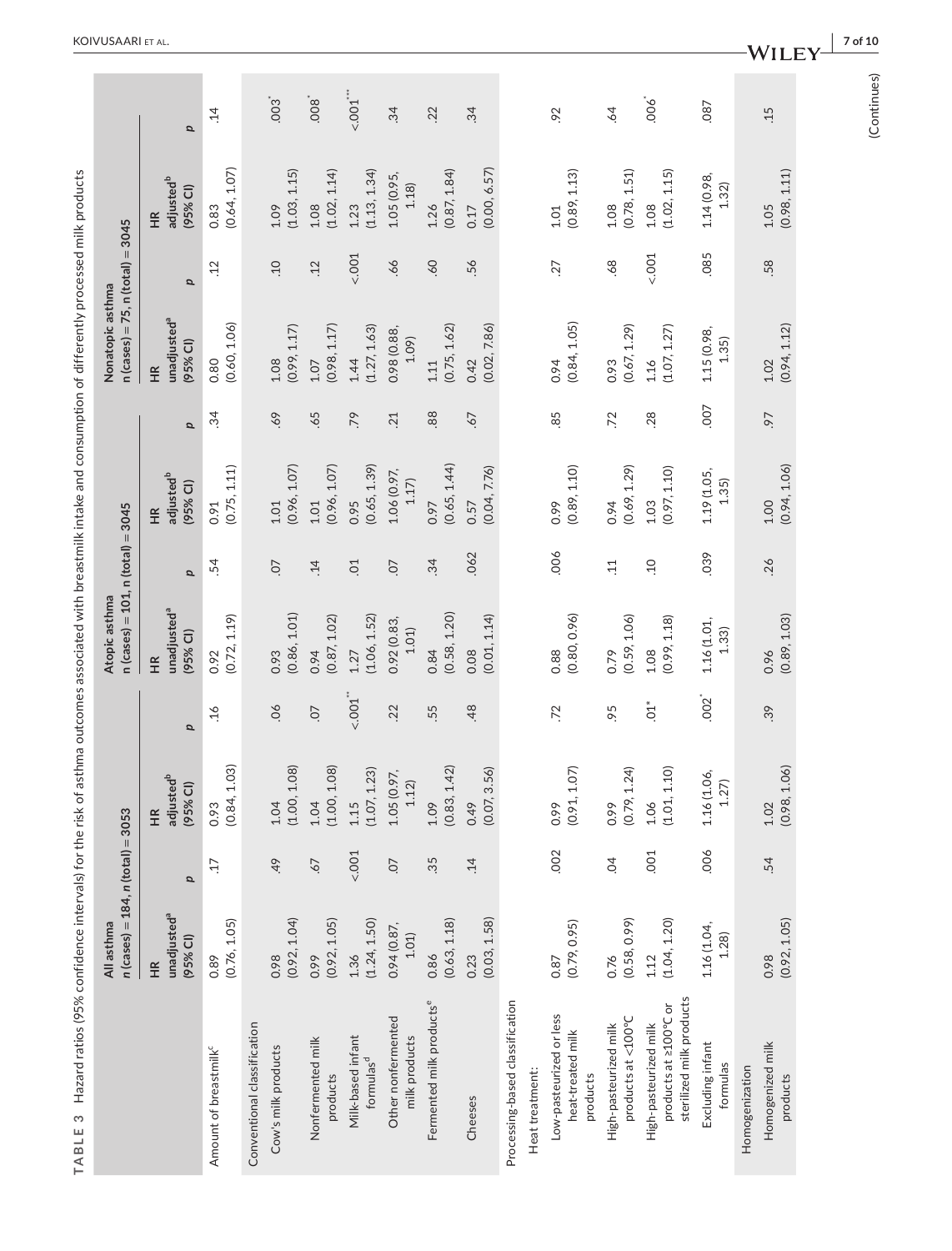**TABLE 3** Hazard ratios (95% confidence intervals) for the risk of asthma outcomes associated with breastmilk intake and consumption of differently processed milk products

| | All asthma $n$ (cases) = 184, $n$ (total) = 3053 | | | | Atopic asthma n (cases) = 101, n (total) = 3045 | | | | Nonatopic asthma n (cases) = 75, n (total) = 3045 | | | |
|---|---|---|---|---|---|---|---|---|---|---|---|---|
| | HR unadjusted[a] (95% CI) | p | HR adjusted[b] (95% CI) | p | HR unadjusted[a] (95% CI) | p | HR adjusted[b] (95% CI) | p | HR unadjusted[a] (95% CI) | p | HR adjusted[b] (95% CI) | p |
| Amount of breastmilk[c] | 0.89 (0.76, 1.05) | .17 | 0.93 (0.84, 1.03) | .16 | 0.92 (0.72, 1.19) | .54 | 0.91 (0.75, 1.11) | .34 | 0.80 (0.60, 1.06) | .12 | 0.83 (0.64, 1.07) | .14 |
| Conventional classification | | | | | | | | | | | | |
| Cow's milk products | 0.98 (0.92, 1.04) | .49 | 1.04 (1.00, 1.08) | .06 | 0.93 (0.86, 1.01) | .07 | 1.01 (0.96, 1.07) | .69 | 1.08 (0.99, 1.17) | .10 | 1.09 (1.03, 1.15) | .003[*] |
| Nonfermented milk products | 0.99 (0.92, 1.05) | .67 | 1.04 (1.00, 1.08) | .07 | 0.94 (0.87, 1.02) | .14 | 1.01 (0.96, 1.07) | .65 | 1.07 (0.98, 1.17) | .12 | 1.08 (1.02, 1.14) | .008[*] |
| Milk-based infant formulas[d] | 1.36 (1.24, 1.50) | <.001 | 1.15 (1.07, 1.23) | <.001[**] | 1.27 (1.06, 1.52) | .01 | 0.95 (0.65, 1.39) | .79 | 1.44 (1.27, 1.63) | <.001 | 1.23 (1.13, 1.34) | <.001[***] |
| Other nonfermented milk products | 0.94 (0.87, 1.01) | .07 | 1.05 (0.97, 1.12) | .22 | 0.92 (0.83, 1.01) | .07 | 1.06 (0.97, 1.17) | .21 | 0.98 (0.88, 1.09) | .66 | 1.05 (0.95, 1.18) | .34 |
| Fermented milk products[e] | 0.86 (0.63, 1.18) | .35 | 1.09 (0.83, 1.42) | .55 | 0.84 (0.58, 1.20) | .34 | 0.97 (0.65, 1.44) | .88 | 1.11 (0.75, 1.62) | .60 | 1.26 (0.87, 1.84) | .22 |
| Cheeses | 0.23 (0.03, 1.58) | .14 | 0.49 (0.07, 3.56) | .48 | 0.08 (0.01, 1.14) | .062 | 0.57 (0.04, 7.76) | .67 | 0.42 (0.02, 7.86) | .56 | 0.17 (0.00, 6.57) | .34 |
| Processing-based classification | | | | | | | | | | | | |
| Heat treatment: | | | | | | | | | | | | |
| Low-pasteurized or less heat-treated milk products | 0.87 (0.79, 0.95) | .002 | 0.99 (0.91, 1.07) | .72 | 0.88 (0.80, 0.96) | .006 | 0.99 (0.89, 1.10) | .85 | 0.94 (0.84, 1.05) | .27 | 1.01 (0.89, 1.13) | .92 |
| High-pasteurized milk products at <100°C | 0.76 (0.58, 0.99) | .04 | 0.99 (0.79, 1.24) | .95 | 0.79 (0.59, 1.06) | .11 | 0.94 (0.69, 1.29) | .72 | 0.93 (0.67, 1.29) | .68 | 1.08 (0.78, 1.51) | .64 |
| High-pasteurized milk products at ≥100°C or sterilized milk products | 1.12 (1.04, 1.20) | .001 | 1.06 (1.01, 1.10) | .01[*] | 1.08 (0.99, 1.18) | .10 | 1.03 (0.97, 1.10) | .28 | 1.16 (1.07, 1.27) | <.001 | 1.08 (1.02, 1.15) | .006[*] |
| Excluding infant formulas | 1.16 (1.04, 1.28) | .006 | 1.16 (1.06, 1.27) | .002[*] | 1.16 (1.01, 1.33) | .039 | 1.19 (1.05, 1.35) | .007 | 1.15 (0.98, 1.35) | .085 | 1.14 (0.98, 1.32) | .087 |
| Homogenization | | | | | | | | | | | | |
| Homogenized milk products | 0.98 (0.92, 1.05) | .54 | 1.02 (0.98, 1.06) | .39 | 0.96 (0.89, 1.03) | .26 | 1.00 (0.94, 1.06) | .97 | 1.02 (0.94, 1.12) | .58 | 1.05 (0.98, 1.11) | .15 |

(Continues)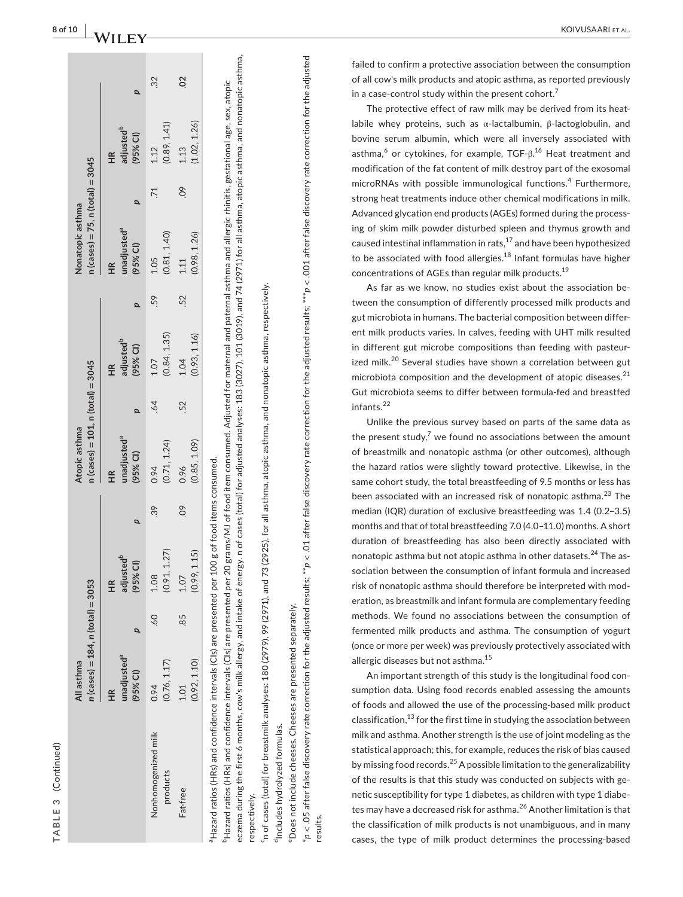**TABLE 3** (Continued)

| | All asthma n (cases) = 184, n (total) = 3053 | | | | Atopic asthma n (cases) = 101, n (total) = 3045 | | | | Nonatopic asthma n (cases) = 75, n (total) = 3045 | | | |
|---|---|---|---|---|---|---|---|---|---|---|---|---|
| | HR unadjusted[a] (95% CI) | p | HR adjusted[b] (95% CI) | p | HR unadjusted[a] (95% CI) | p | HR adjusted[b] (95% CI) | p | HR unadjusted[a] (95% CI) | p | HR adjusted[b] (95% CI) | p |
| Nonhomogenized milk products | 0.94 (0.76, 1.17) | .60 | 1.08 (0.91, 1.27) | .39 | 0.94 (0.71, 1.24) | .64 | 1.07 (0.84, 1.35) | .59 | 1.05 (0.81, 1.40) | .71 | 1.12 (0.89, 1.41) | .32 |
| Fat-free | 1.01 (0.92, 1.10) | .85 | 1.07 (0.99, 1.15) | .09 | 0.96 (0.85, 1.09) | .52 | 1.04 (0.93, 1.16) | .52 | 1.11 (0.98, 1.26) | .09 | 1.13 (1.02, 1.26) | **.02** |

[a]Hazard ratios (HRs) and confidence intervals (CIs) are presented per 100 g of food items consumed.

[b]Hazard ratios (HRs) and confidence intervals (CIs) are presented per 20 grams/MJ of food item consumed. Adjusted for maternal and paternal asthma and allergic rhinitis, gestational age, sex, atopic eczema during the first 6 months, cow's milk allergy, and intake of energy. n of cases (total) for adjusted analyses: 183 (3027), 101 (3019), and 74 (2971) for all asthma, atopic asthma, and nonatopic asthma, respectively.

[c]n of cases (total) for breastmilk analyses: 180 (2979), 99 (2971), and 73 (2925), for all asthma, atopic asthma, and nonatopic asthma, respectively.

[d]Includes hydrolyzed formulas.

[e]Does not include cheeses. Cheeses are presented separately.

*$p < .05$ after false discovery rate correction for the adjusted results; **$p < .01$ after false discovery rate correction for the adjusted results; ***$p < .001$ after false discovery rate correction for the adjusted results.

failed to confirm a protective association between the consumption of all cow's milk products and atopic asthma, as reported previously in a case-control study within the present cohort.[7]

The protective effect of raw milk may be derived from its heat-labile whey proteins, such as α-lactalbumin, β-lactoglobulin, and bovine serum albumin, which were all inversely associated with asthma,[6] or cytokines, for example, TGF-β.[16] Heat treatment and modification of the fat content of milk destroy part of the exosomal microRNAs with possible immunological functions.[4] Furthermore, strong heat treatments induce other chemical modifications in milk. Advanced glycation end products (AGEs) formed during the processing of skim milk powder disturbed spleen and thymus growth and caused intestinal inflammation in rats,[17] and have been hypothesized to be associated with food allergies.[18] Infant formulas have higher concentrations of AGEs than regular milk products.[19]

As far as we know, no studies exist about the association between the consumption of differently processed milk products and gut microbiota in humans. The bacterial composition between different milk products varies. In calves, feeding with UHT milk resulted in different gut microbe compositions than feeding with pasteurized milk.[20] Several studies have shown a correlation between gut microbiota composition and the development of atopic diseases.[21] Gut microbiota seems to differ between formula-fed and breastfed infants.[22]

Unlike the previous survey based on parts of the same data as the present study,[7] we found no associations between the amount of breastmilk and nonatopic asthma (or other outcomes), although the hazard ratios were slightly toward protective. Likewise, in the same cohort study, the total breastfeeding of 9.5 months or less has been associated with an increased risk of nonatopic asthma.[23] The median (IQR) duration of exclusive breastfeeding was 1.4 (0.2–3.5) months and that of total breastfeeding 7.0 (4.0–11.0) months. A short duration of breastfeeding has also been directly associated with nonatopic asthma but not atopic asthma in other datasets.[24] The association between the consumption of infant formula and increased risk of nonatopic asthma should therefore be interpreted with moderation, as breastmilk and infant formula are complementary feeding methods. We found no associations between the consumption of fermented milk products and asthma. The consumption of yogurt (once or more per week) was previously protectively associated with allergic diseases but not asthma.[15]

An important strength of this study is the longitudinal food consumption data. Using food records enabled assessing the amounts of foods and allowed the use of the processing-based milk product classification,[13] for the first time in studying the association between milk and asthma. Another strength is the use of joint modeling as the statistical approach; this, for example, reduces the risk of bias caused by missing food records.[25] A possible limitation to the generalizability of the results is that this study was conducted on subjects with genetic susceptibility for type 1 diabetes, as children with type 1 diabetes may have a decreased risk for asthma.[26] Another limitation is that the classification of milk products is not unambiguous, and in many cases, the type of milk product determines the processing-based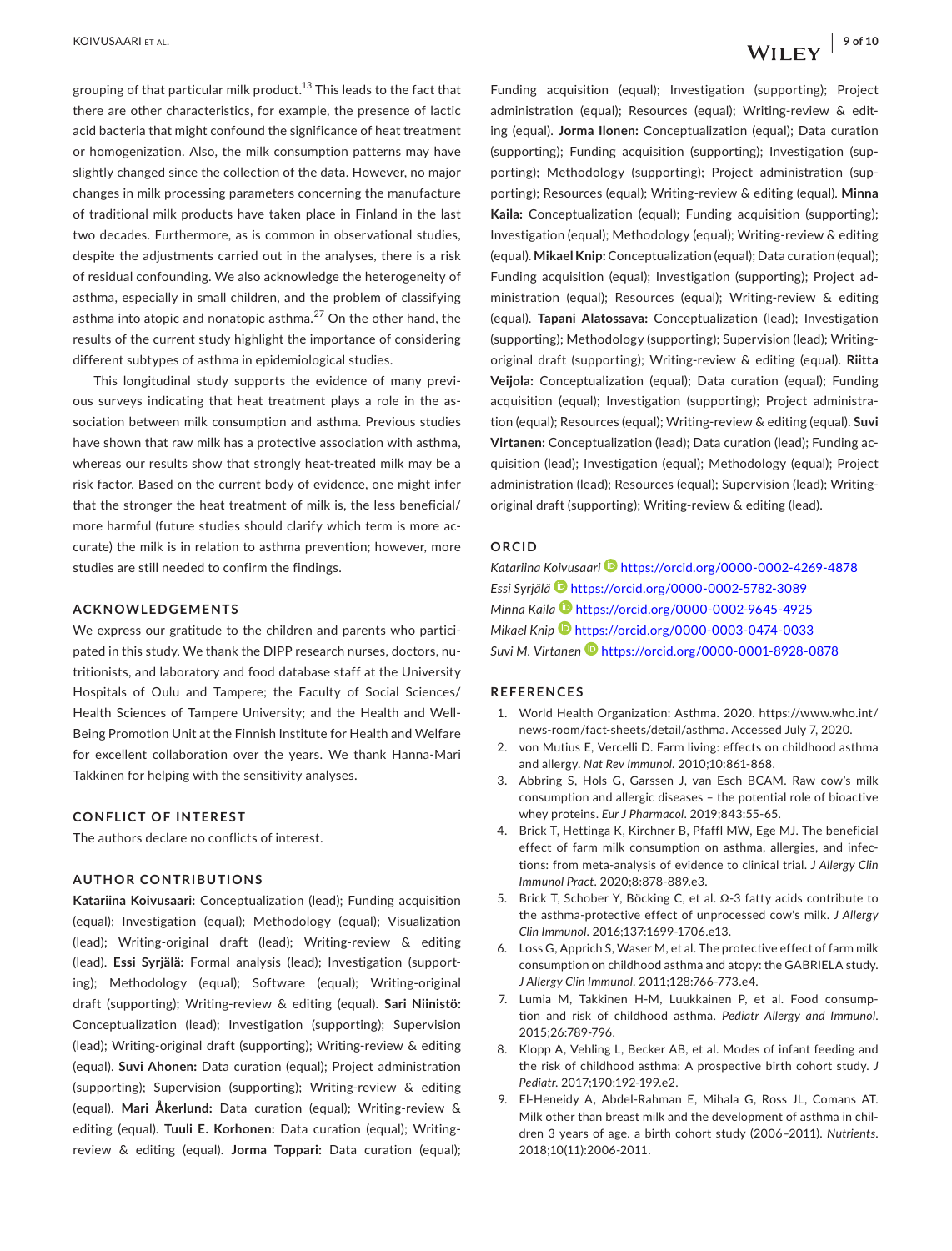grouping of that particular milk product.[13] This leads to the fact that there are other characteristics, for example, the presence of lactic acid bacteria that might confound the significance of heat treatment or homogenization. Also, the milk consumption patterns may have slightly changed since the collection of the data. However, no major changes in milk processing parameters concerning the manufacture of traditional milk products have taken place in Finland in the last two decades. Furthermore, as is common in observational studies, despite the adjustments carried out in the analyses, there is a risk of residual confounding. We also acknowledge the heterogeneity of asthma, especially in small children, and the problem of classifying asthma into atopic and nonatopic asthma.[27] On the other hand, the results of the current study highlight the importance of considering different subtypes of asthma in epidemiological studies.

This longitudinal study supports the evidence of many previous surveys indicating that heat treatment plays a role in the association between milk consumption and asthma. Previous studies have shown that raw milk has a protective association with asthma, whereas our results show that strongly heat-treated milk may be a risk factor. Based on the current body of evidence, one might infer that the stronger the heat treatment of milk is, the less beneficial/more harmful (future studies should clarify which term is more accurate) the milk is in relation to asthma prevention; however, more studies are still needed to confirm the findings.

## ACKNOWLEDGEMENTS

We express our gratitude to the children and parents who participated in this study. We thank the DIPP research nurses, doctors, nutritionists, and laboratory and food database staff at the University Hospitals of Oulu and Tampere; the Faculty of Social Sciences/Health Sciences of Tampere University; and the Health and Well-Being Promotion Unit at the Finnish Institute for Health and Welfare for excellent collaboration over the years. We thank Hanna-Mari Takkinen for helping with the sensitivity analyses.

## CONFLICT OF INTEREST

The authors declare no conflicts of interest.

## AUTHOR CONTRIBUTIONS

**Katariina Koivusaari:** Conceptualization (lead); Funding acquisition (equal); Investigation (equal); Methodology (equal); Visualization (lead); Writing-original draft (lead); Writing-review & editing (lead). **Essi Syrjälä:** Formal analysis (lead); Investigation (supporting); Methodology (equal); Software (equal); Writing-original draft (supporting); Writing-review & editing (equal). **Sari Niinistö:** Conceptualization (lead); Investigation (supporting); Supervision (lead); Writing-original draft (supporting); Writing-review & editing (equal). **Suvi Ahonen:** Data curation (equal); Project administration (supporting); Supervision (supporting); Writing-review & editing (equal). **Mari Åkerlund:** Data curation (equal); Writing-review & editing (equal). **Tuuli E. Korhonen:** Data curation (equal); Writing-review & editing (equal). **Jorma Toppari:** Data curation (equal); Funding acquisition (equal); Investigation (supporting); Project administration (equal); Resources (equal); Writing-review & editing (equal). **Jorma Ilonen:** Conceptualization (equal); Data curation (supporting); Funding acquisition (supporting); Investigation (supporting); Methodology (supporting); Project administration (supporting); Resources (equal); Writing-review & editing (equal). **Minna Kaila:** Conceptualization (equal); Funding acquisition (supporting); Investigation (equal); Methodology (equal); Writing-review & editing (equal). **Mikael Knip:** Conceptualization (equal); Data curation (equal); Funding acquisition (equal); Investigation (supporting); Project administration (equal); Resources (equal); Writing-review & editing (equal). **Tapani Alatossava:** Conceptualization (lead); Investigation (supporting); Methodology (supporting); Supervision (lead); Writing-original draft (supporting); Writing-review & editing (equal). **Riitta Veijola:** Conceptualization (equal); Data curation (equal); Funding acquisition (equal); Investigation (supporting); Project administration (equal); Resources (equal); Writing-review & editing (equal). **Suvi Virtanen:** Conceptualization (lead); Data curation (lead); Funding acquisition (lead); Investigation (equal); Methodology (equal); Project administration (lead); Resources (equal); Supervision (lead); Writing-original draft (supporting); Writing-review & editing (lead).

## ORCID

*Katariina Koivusaari* https://orcid.org/0000-0002-4269-4878
*Essi Syrjälä* https://orcid.org/0000-0002-5782-3089
*Minna Kaila* https://orcid.org/0000-0002-9645-4925
*Mikael Knip* https://orcid.org/0000-0003-0474-0033
*Suvi M. Virtanen* https://orcid.org/0000-0001-8928-0878

## REFERENCES

1. World Health Organization: Asthma. 2020. https://www.who.int/news-room/fact-sheets/detail/asthma. Accessed July 7, 2020.
2. von Mutius E, Vercelli D. Farm living: effects on childhood asthma and allergy. *Nat Rev Immunol*. 2010;10:861-868.
3. Abbring S, Hols G, Garssen J, van Esch BCAM. Raw cow's milk consumption and allergic diseases – the potential role of bioactive whey proteins. *Eur J Pharmacol*. 2019;843:55-65.
4. Brick T, Hettinga K, Kirchner B, Pfaffl MW, Ege MJ. The beneficial effect of farm milk consumption on asthma, allergies, and infections: from meta-analysis of evidence to clinical trial. *J Allergy Clin Immunol Pract*. 2020;8:878-889.e3.
5. Brick T, Schober Y, Böcking C, et al. Ω-3 fatty acids contribute to the asthma-protective effect of unprocessed cow's milk. *J Allergy Clin Immunol*. 2016;137:1699-1706.e13.
6. Loss G, Apprich S, Waser M, et al. The protective effect of farm milk consumption on childhood asthma and atopy: the GABRIELA study. *J Allergy Clin Immunol*. 2011;128:766-773.e4.
7. Lumia M, Takkinen H-M, Luukkainen P, et al. Food consumption and risk of childhood asthma. *Pediatr Allergy and Immunol*. 2015;26:789-796.
8. Klopp A, Vehling L, Becker AB, et al. Modes of infant feeding and the risk of childhood asthma: A prospective birth cohort study. *J Pediatr*. 2017;190:192-199.e2.
9. El-Heneidy A, Abdel-Rahman E, Mihala G, Ross JL, Comans AT. Milk other than breast milk and the development of asthma in children 3 years of age. a birth cohort study (2006–2011). *Nutrients*. 2018;10(11):2006-2011.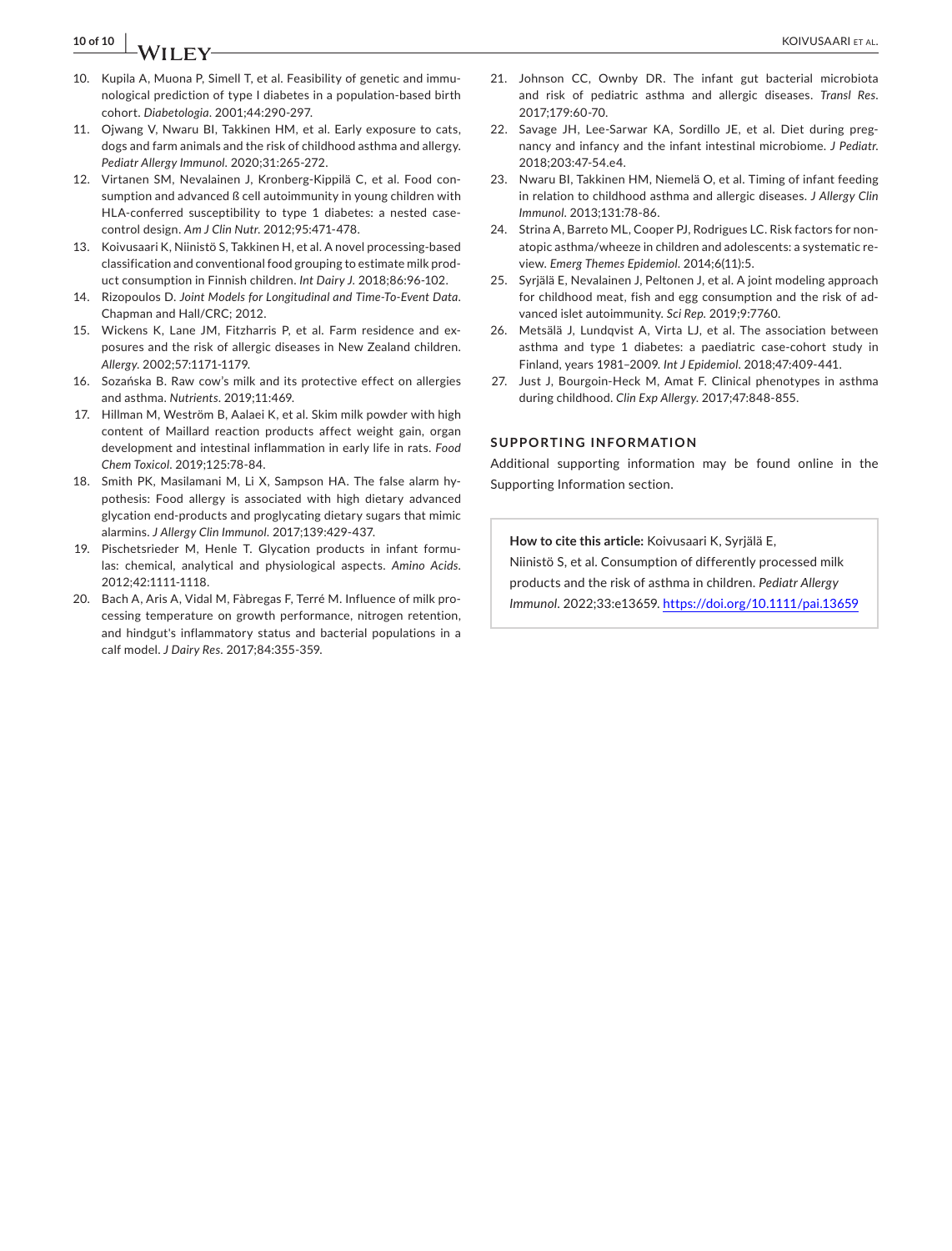10. Kupila A, Muona P, Simell T, et al. Feasibility of genetic and immunological prediction of type I diabetes in a population-based birth cohort. *Diabetologia*. 2001;44:290-297.
11. Ojwang V, Nwaru BI, Takkinen HM, et al. Early exposure to cats, dogs and farm animals and the risk of childhood asthma and allergy. *Pediatr Allergy Immunol*. 2020;31:265-272.
12. Virtanen SM, Nevalainen J, Kronberg-Kippilä C, et al. Food consumption and advanced ß cell autoimmunity in young children with HLA-conferred susceptibility to type 1 diabetes: a nested case-control design. *Am J Clin Nutr*. 2012;95:471-478.
13. Koivusaari K, Niinistö S, Takkinen H, et al. A novel processing-based classification and conventional food grouping to estimate milk product consumption in Finnish children. *Int Dairy J*. 2018;86:96-102.
14. Rizopoulos D. *Joint Models for Longitudinal and Time-To-Event Data*. Chapman and Hall/CRC; 2012.
15. Wickens K, Lane JM, Fitzharris P, et al. Farm residence and exposures and the risk of allergic diseases in New Zealand children. *Allergy*. 2002;57:1171-1179.
16. Sozańska B. Raw cow's milk and its protective effect on allergies and asthma. *Nutrients*. 2019;11:469.
17. Hillman M, Weström B, Aalaei K, et al. Skim milk powder with high content of Maillard reaction products affect weight gain, organ development and intestinal inflammation in early life in rats. *Food Chem Toxicol*. 2019;125:78-84.
18. Smith PK, Masilamani M, Li X, Sampson HA. The false alarm hypothesis: Food allergy is associated with high dietary advanced glycation end-products and proglycating dietary sugars that mimic alarmins. *J Allergy Clin Immunol*. 2017;139:429-437.
19. Pischetsrieder M, Henle T. Glycation products in infant formulas: chemical, analytical and physiological aspects. *Amino Acids*. 2012;42:1111-1118.
20. Bach A, Aris A, Vidal M, Fàbregas F, Terré M. Influence of milk processing temperature on growth performance, nitrogen retention, and hindgut's inflammatory status and bacterial populations in a calf model. *J Dairy Res*. 2017;84:355-359.
21. Johnson CC, Ownby DR. The infant gut bacterial microbiota and risk of pediatric asthma and allergic diseases. *Transl Res*. 2017;179:60-70.
22. Savage JH, Lee-Sarwar KA, Sordillo JE, et al. Diet during pregnancy and infancy and the infant intestinal microbiome. *J Pediatr*. 2018;203:47-54.e4.
23. Nwaru BI, Takkinen HM, Niemelä O, et al. Timing of infant feeding in relation to childhood asthma and allergic diseases. *J Allergy Clin Immunol*. 2013;131:78-86.
24. Strina A, Barreto ML, Cooper PJ, Rodrigues LC. Risk factors for non-atopic asthma/wheeze in children and adolescents: a systematic review. *Emerg Themes Epidemiol*. 2014;6(11):5.
25. Syrjälä E, Nevalainen J, Peltonen J, et al. A joint modeling approach for childhood meat, fish and egg consumption and the risk of advanced islet autoimmunity. *Sci Rep*. 2019;9:7760.
26. Metsälä J, Lundqvist A, Virta LJ, et al. The association between asthma and type 1 diabetes: a paediatric case-cohort study in Finland, years 1981–2009. *Int J Epidemiol*. 2018;47:409-441.
27. Just J, Bourgoin-Heck M, Amat F. Clinical phenotypes in asthma during childhood. *Clin Exp Allergy*. 2017;47:848-855.

## SUPPORTING INFORMATION

Additional supporting information may be found online in the Supporting Information section.

**How to cite this article:** Koivusaari K, Syrjälä E, Niinistö S, et al. Consumption of differently processed milk products and the risk of asthma in children. *Pediatr Allergy Immunol*. 2022;33:e13659. https://doi.org/10.1111/pai.13659